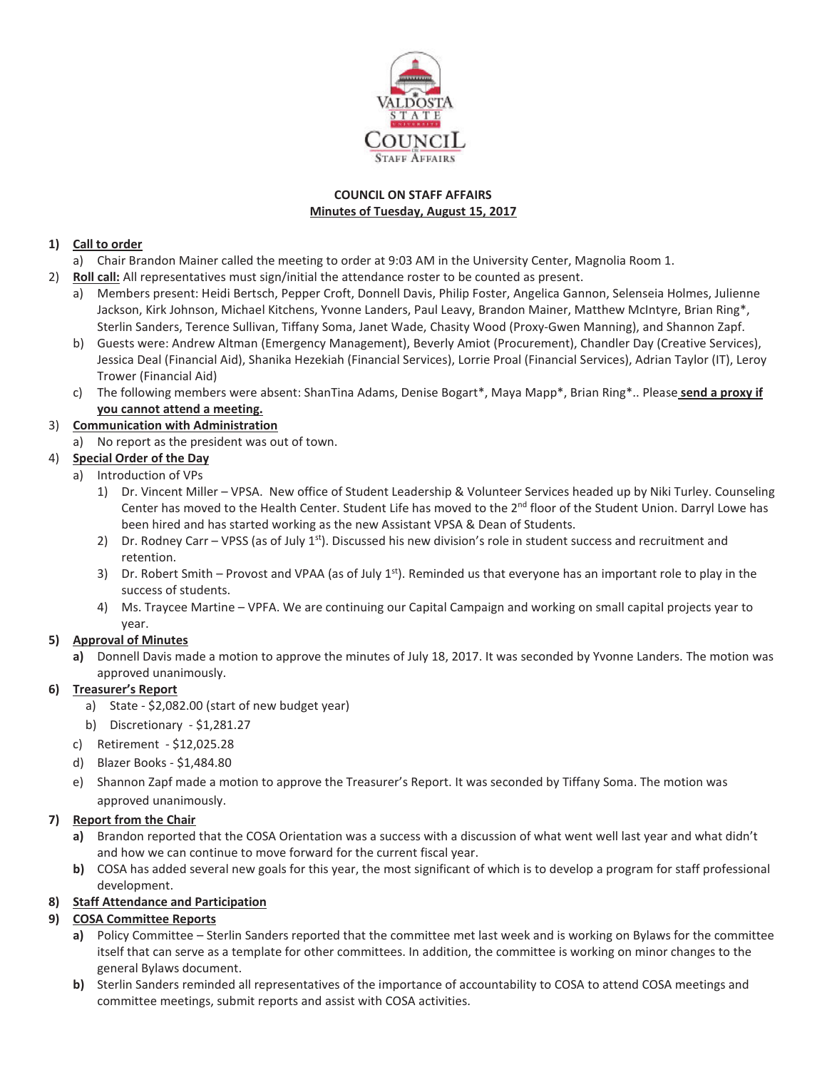**COUNCIL ON STAFF AFFAIRS**
**Minutes of Tuesday, August 15, 2017**

1) **Call to order**
   a) Chair Brandon Mainer called the meeting to order at 9:03 AM in the University Center, Magnolia Room 1.
2) **Roll call:** All representatives must sign/initial the attendance roster to be counted as present.
   a) Members present: Heidi Bertsch, Pepper Croft, Donnell Davis, Philip Foster, Angelica Gannon, Selenseia Holmes, Julienne Jackson, Kirk Johnson, Michael Kitchens, Yvonne Landers, Paul Leavy, Brandon Mainer, Matthew McIntyre, Brian Ring*, Sterlin Sanders, Terence Sullivan, Tiffany Soma, Janet Wade, Chasity Wood (Proxy-Gwen Manning), and Shannon Zapf.
   b) Guests were: Andrew Altman (Emergency Management), Beverly Amiot (Procurement), Chandler Day (Creative Services), Jessica Deal (Financial Aid), Shanika Hezekiah (Financial Services), Lorrie Proal (Financial Services), Adrian Taylor (IT), Leroy Trower (Financial Aid)
   c) The following members were absent: ShanTina Adams, Denise Bogart*, Maya Mapp*, Brian Ring*.. Please **send a proxy if you cannot attend a meeting.**
3) **Communication with Administration**
   a) No report as the president was out of town.
4) **Special Order of the Day**
   a) Introduction of VPs
      1) Dr. Vincent Miller – VPSA. New office of Student Leadership & Volunteer Services headed up by Niki Turley. Counseling Center has moved to the Health Center. Student Life has moved to the 2nd floor of the Student Union. Darryl Lowe has been hired and has started working as the new Assistant VPSA & Dean of Students.
      2) Dr. Rodney Carr – VPSS (as of July 1st). Discussed his new division's role in student success and recruitment and retention.
      3) Dr. Robert Smith – Provost and VPAA (as of July 1st). Reminded us that everyone has an important role to play in the success of students.
      4) Ms. Traycee Martine – VPFA. We are continuing our Capital Campaign and working on small capital projects year to year.
5) **Approval of Minutes**
   **a)** Donnell Davis made a motion to approve the minutes of July 18, 2017. It was seconded by Yvonne Landers. The motion was approved unanimously.
6) **Treasurer's Report**
   a) State - $2,082.00 (start of new budget year)
   b) Discretionary - $1,281.27
   c) Retirement - $12,025.28
   d) Blazer Books - $1,484.80
   e) Shannon Zapf made a motion to approve the Treasurer's Report. It was seconded by Tiffany Soma. The motion was approved unanimously.
7) **Report from the Chair**
   **a)** Brandon reported that the COSA Orientation was a success with a discussion of what went well last year and what didn't and how we can continue to move forward for the current fiscal year.
   **b)** COSA has added several new goals for this year, the most significant of which is to develop a program for staff professional development.
8) **Staff Attendance and Participation**
9) **COSA Committee Reports**
   **a)** Policy Committee – Sterlin Sanders reported that the committee met last week and is working on Bylaws for the committee itself that can serve as a template for other committees. In addition, the committee is working on minor changes to the general Bylaws document.
   **b)** Sterlin Sanders reminded all representatives of the importance of accountability to COSA to attend COSA meetings and committee meetings, submit reports and assist with COSA activities.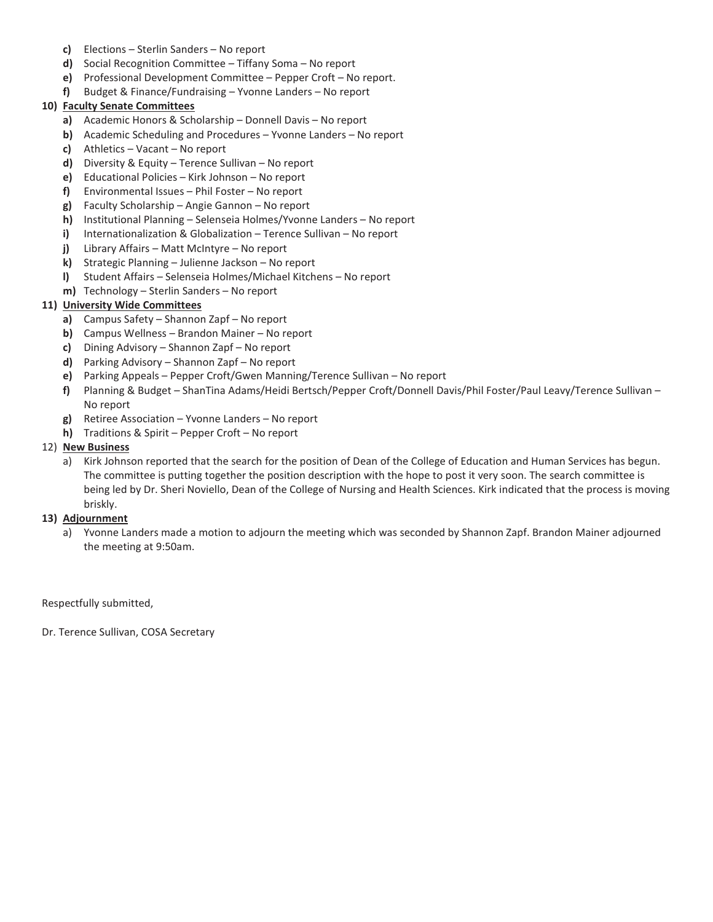c) Elections – Sterlin Sanders – No report
d) Social Recognition Committee – Tiffany Soma – No report
e) Professional Development Committee – Pepper Croft – No report.
f) Budget & Finance/Fundraising – Yvonne Landers – No report

**10) Faculty Senate Committees**

a) Academic Honors & Scholarship – Donnell Davis – No report
b) Academic Scheduling and Procedures – Yvonne Landers – No report
c) Athletics – Vacant – No report
d) Diversity & Equity – Terence Sullivan – No report
e) Educational Policies – Kirk Johnson – No report
f) Environmental Issues – Phil Foster – No report
g) Faculty Scholarship – Angie Gannon – No report
h) Institutional Planning – Selenseia Holmes/Yvonne Landers – No report
i) Internationalization & Globalization – Terence Sullivan – No report
j) Library Affairs – Matt McIntyre – No report
k) Strategic Planning – Julienne Jackson – No report
l) Student Affairs – Selenseia Holmes/Michael Kitchens – No report
m) Technology – Sterlin Sanders – No report

**11) University Wide Committees**

a) Campus Safety – Shannon Zapf – No report
b) Campus Wellness – Brandon Mainer – No report
c) Dining Advisory – Shannon Zapf – No report
d) Parking Advisory – Shannon Zapf – No report
e) Parking Appeals – Pepper Croft/Gwen Manning/Terence Sullivan – No report
f) Planning & Budget – ShanTina Adams/Heidi Bertsch/Pepper Croft/Donnell Davis/Phil Foster/Paul Leavy/Terence Sullivan – No report
g) Retiree Association – Yvonne Landers – No report
h) Traditions & Spirit – Pepper Croft – No report

**12) New Business**

a) Kirk Johnson reported that the search for the position of Dean of the College of Education and Human Services has begun. The committee is putting together the position description with the hope to post it very soon. The search committee is being led by Dr. Sheri Noviello, Dean of the College of Nursing and Health Sciences. Kirk indicated that the process is moving briskly.

**13) Adjournment**

a) Yvonne Landers made a motion to adjourn the meeting which was seconded by Shannon Zapf. Brandon Mainer adjourned the meeting at 9:50am.

Respectfully submitted,

Dr. Terence Sullivan, COSA Secretary